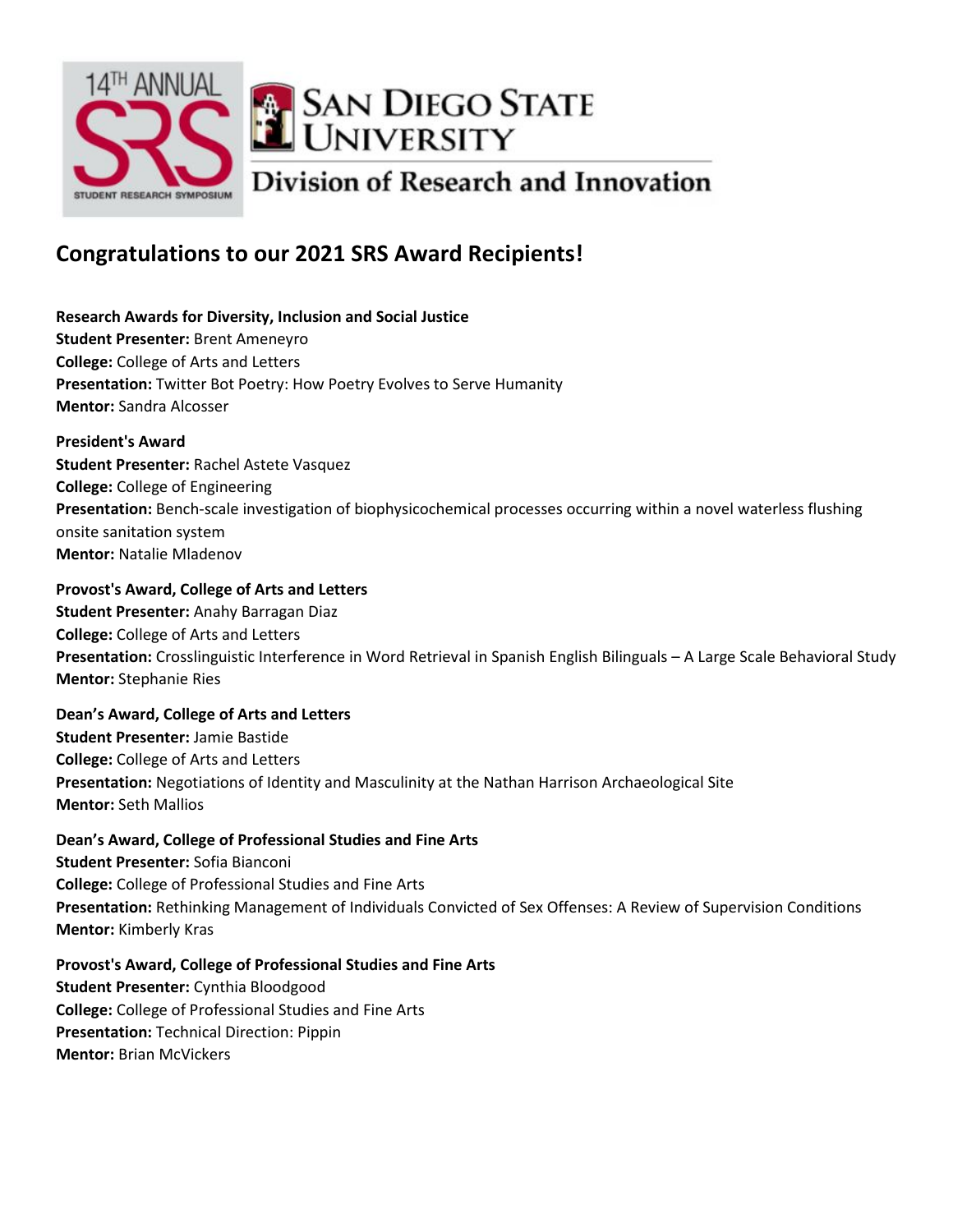14TH ANNUAL SRS STUDENT RESEARCH SYMPOSIUM

SAN DIEGO STATE UNIVERSITY

Division of Research and Innovation

## Congratulations to our 2021 SRS Award Recipients!

**Research Awards for Diversity, Inclusion and Social Justice**
**Student Presenter:** Brent Ameneyro
**College:** College of Arts and Letters
**Presentation:** Twitter Bot Poetry: How Poetry Evolves to Serve Humanity
**Mentor:** Sandra Alcosser

**President's Award**
**Student Presenter:** Rachel Astete Vasquez
**College:** College of Engineering
**Presentation:** Bench-scale investigation of biophysicochemical processes occurring within a novel waterless flushing onsite sanitation system
**Mentor:** Natalie Mladenov

**Provost's Award, College of Arts and Letters**
**Student Presenter:** Anahy Barragan Diaz
**College:** College of Arts and Letters
**Presentation:** Crosslinguistic Interference in Word Retrieval in Spanish English Bilinguals – A Large Scale Behavioral Study
**Mentor:** Stephanie Ries

**Dean's Award, College of Arts and Letters**
**Student Presenter:** Jamie Bastide
**College:** College of Arts and Letters
**Presentation:** Negotiations of Identity and Masculinity at the Nathan Harrison Archaeological Site
**Mentor:** Seth Mallios

**Dean's Award, College of Professional Studies and Fine Arts**
**Student Presenter:** Sofia Bianconi
**College:** College of Professional Studies and Fine Arts
**Presentation:** Rethinking Management of Individuals Convicted of Sex Offenses: A Review of Supervision Conditions
**Mentor:** Kimberly Kras

**Provost's Award, College of Professional Studies and Fine Arts**
**Student Presenter:** Cynthia Bloodgood
**College:** College of Professional Studies and Fine Arts
**Presentation:** Technical Direction: Pippin
**Mentor:** Brian McVickers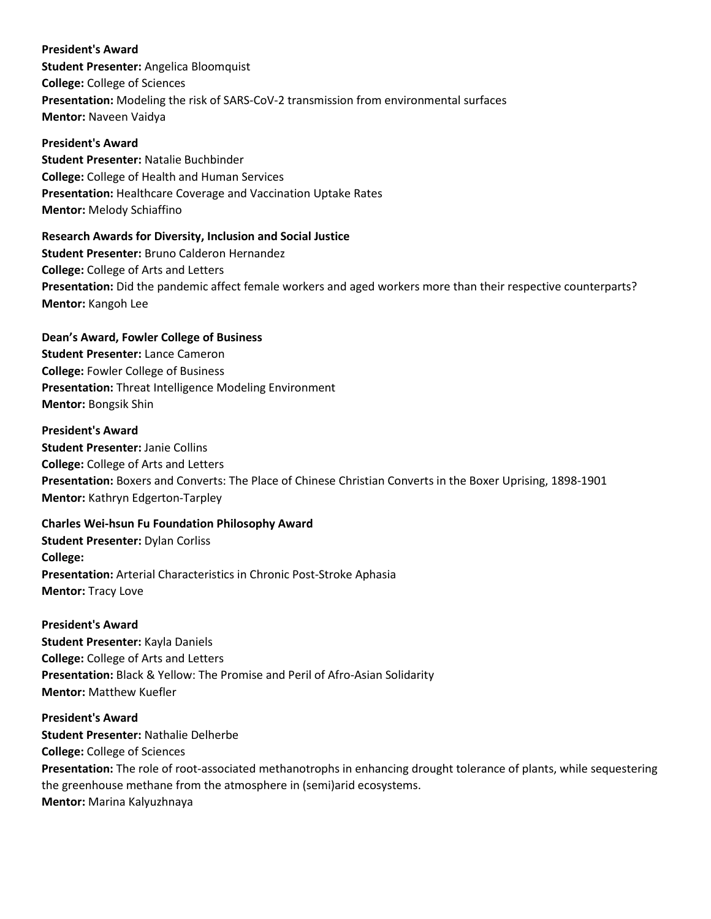**President's Award**
**Student Presenter:** Angelica Bloomquist
**College:** College of Sciences
**Presentation:** Modeling the risk of SARS-CoV-2 transmission from environmental surfaces
**Mentor:** Naveen Vaidya

**President's Award**
**Student Presenter:** Natalie Buchbinder
**College:** College of Health and Human Services
**Presentation:** Healthcare Coverage and Vaccination Uptake Rates
**Mentor:** Melody Schiaffino

**Research Awards for Diversity, Inclusion and Social Justice**
**Student Presenter:** Bruno Calderon Hernandez
**College:** College of Arts and Letters
**Presentation:** Did the pandemic affect female workers and aged workers more than their respective counterparts?
**Mentor:** Kangoh Lee

**Dean's Award, Fowler College of Business**
**Student Presenter:** Lance Cameron
**College:** Fowler College of Business
**Presentation:** Threat Intelligence Modeling Environment
**Mentor:** Bongsik Shin

**President's Award**
**Student Presenter:** Janie Collins
**College:** College of Arts and Letters
**Presentation:** Boxers and Converts: The Place of Chinese Christian Converts in the Boxer Uprising, 1898-1901
**Mentor:** Kathryn Edgerton-Tarpley

**Charles Wei-hsun Fu Foundation Philosophy Award**
**Student Presenter:** Dylan Corliss
**College:**
**Presentation:** Arterial Characteristics in Chronic Post-Stroke Aphasia
**Mentor:** Tracy Love

**President's Award**
**Student Presenter:** Kayla Daniels
**College:** College of Arts and Letters
**Presentation:** Black & Yellow: The Promise and Peril of Afro-Asian Solidarity
**Mentor:** Matthew Kuefler

**President's Award**
**Student Presenter:** Nathalie Delherbe
**College:** College of Sciences
**Presentation:** The role of root-associated methanotrophs in enhancing drought tolerance of plants, while sequestering the greenhouse methane from the atmosphere in (semi)arid ecosystems.
**Mentor:** Marina Kalyuzhnaya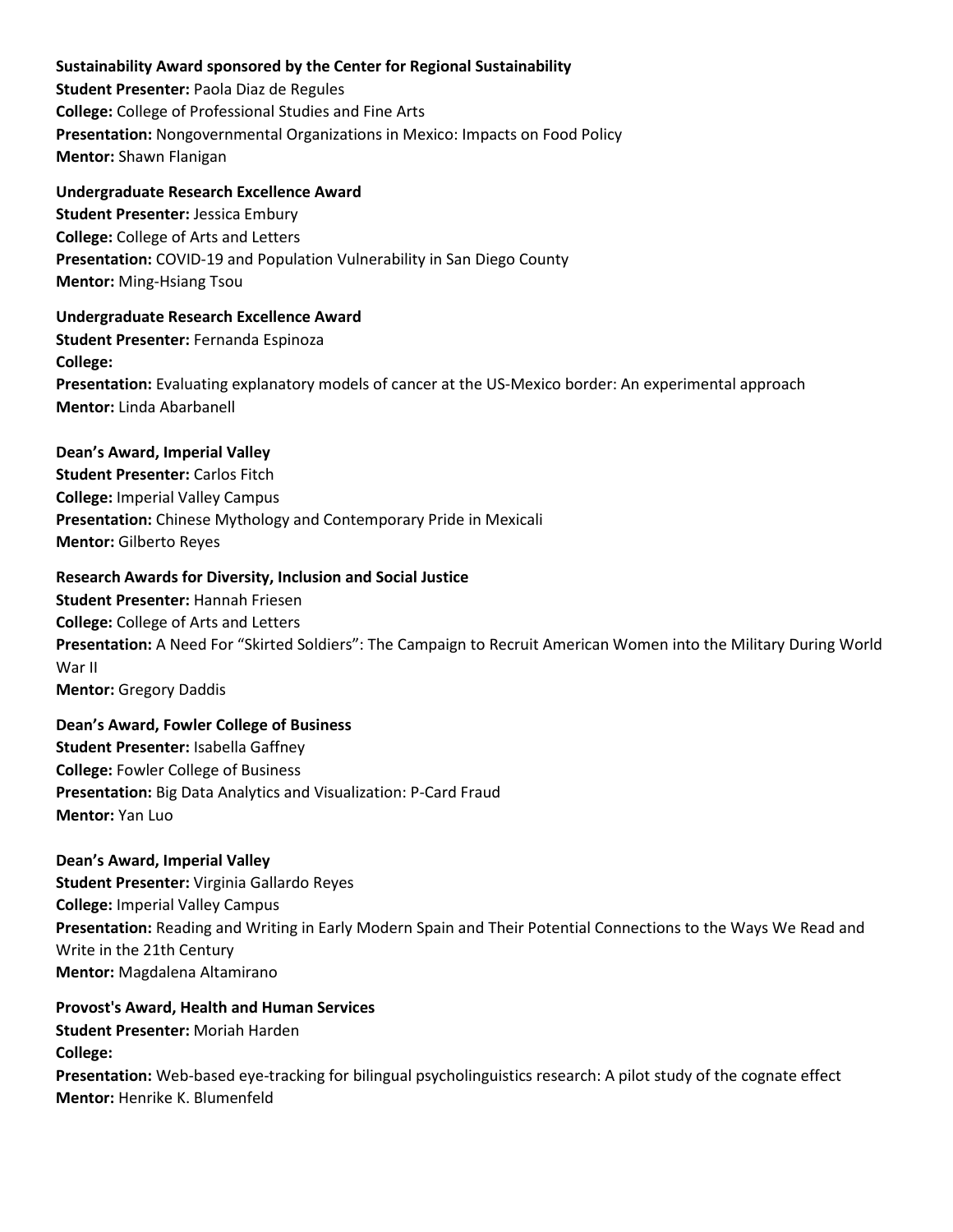**Sustainability Award sponsored by the Center for Regional Sustainability**
**Student Presenter:** Paola Diaz de Regules
**College:** College of Professional Studies and Fine Arts
**Presentation:** Nongovernmental Organizations in Mexico: Impacts on Food Policy
**Mentor:** Shawn Flanigan

**Undergraduate Research Excellence Award**
**Student Presenter:** Jessica Embury
**College:** College of Arts and Letters
**Presentation:** COVID-19 and Population Vulnerability in San Diego County
**Mentor:** Ming-Hsiang Tsou

**Undergraduate Research Excellence Award**
**Student Presenter:** Fernanda Espinoza
**College:**
**Presentation:** Evaluating explanatory models of cancer at the US-Mexico border: An experimental approach
**Mentor:** Linda Abarbanell

**Dean's Award, Imperial Valley**
**Student Presenter:** Carlos Fitch
**College:** Imperial Valley Campus
**Presentation:** Chinese Mythology and Contemporary Pride in Mexicali
**Mentor:** Gilberto Reyes

**Research Awards for Diversity, Inclusion and Social Justice**
**Student Presenter:** Hannah Friesen
**College:** College of Arts and Letters
**Presentation:** A Need For "Skirted Soldiers": The Campaign to Recruit American Women into the Military During World War II
**Mentor:** Gregory Daddis

**Dean's Award, Fowler College of Business**
**Student Presenter:** Isabella Gaffney
**College:** Fowler College of Business
**Presentation:** Big Data Analytics and Visualization: P-Card Fraud
**Mentor:** Yan Luo

**Dean's Award, Imperial Valley**
**Student Presenter:** Virginia Gallardo Reyes
**College:** Imperial Valley Campus
**Presentation:** Reading and Writing in Early Modern Spain and Their Potential Connections to the Ways We Read and Write in the 21th Century
**Mentor:** Magdalena Altamirano

**Provost's Award, Health and Human Services**
**Student Presenter:** Moriah Harden
**College:**
**Presentation:** Web-based eye-tracking for bilingual psycholinguistics research: A pilot study of the cognate effect
**Mentor:** Henrike K. Blumenfeld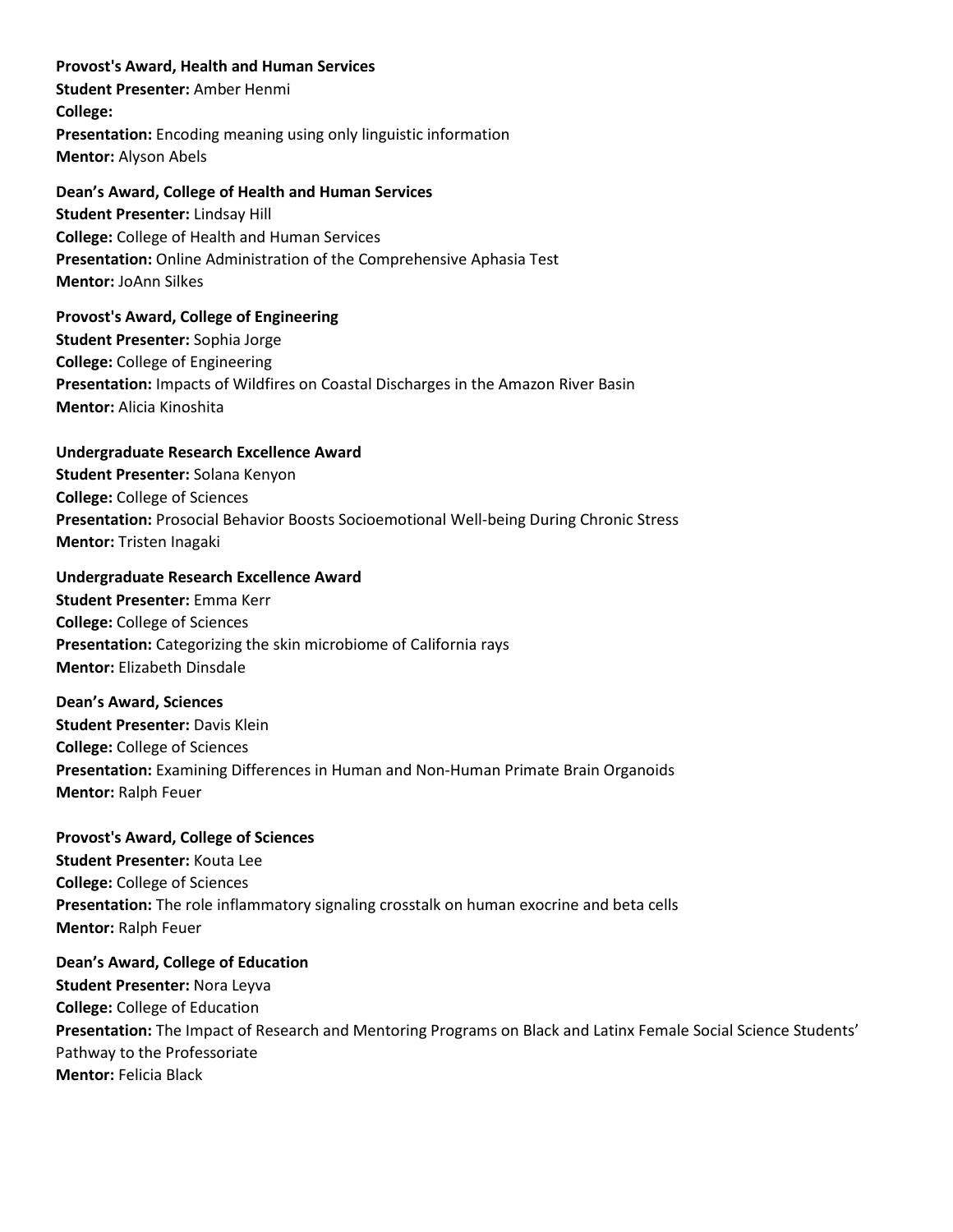**Provost's Award, Health and Human Services**
**Student Presenter:** Amber Henmi
**College:**
**Presentation:** Encoding meaning using only linguistic information
**Mentor:** Alyson Abels

**Dean's Award, College of Health and Human Services**
**Student Presenter:** Lindsay Hill
**College:** College of Health and Human Services
**Presentation:** Online Administration of the Comprehensive Aphasia Test
**Mentor:** JoAnn Silkes

**Provost's Award, College of Engineering**
**Student Presenter:** Sophia Jorge
**College:** College of Engineering
**Presentation:** Impacts of Wildfires on Coastal Discharges in the Amazon River Basin
**Mentor:** Alicia Kinoshita

**Undergraduate Research Excellence Award**
**Student Presenter:** Solana Kenyon
**College:** College of Sciences
**Presentation:** Prosocial Behavior Boosts Socioemotional Well-being During Chronic Stress
**Mentor:** Tristen Inagaki

**Undergraduate Research Excellence Award**
**Student Presenter:** Emma Kerr
**College:** College of Sciences
**Presentation:** Categorizing the skin microbiome of California rays
**Mentor:** Elizabeth Dinsdale

**Dean's Award, Sciences**
**Student Presenter:** Davis Klein
**College:** College of Sciences
**Presentation:** Examining Differences in Human and Non-Human Primate Brain Organoids
**Mentor:** Ralph Feuer

**Provost's Award, College of Sciences**
**Student Presenter:** Kouta Lee
**College:** College of Sciences
**Presentation:** The role inflammatory signaling crosstalk on human exocrine and beta cells
**Mentor:** Ralph Feuer

**Dean's Award, College of Education**
**Student Presenter:** Nora Leyva
**College:** College of Education
**Presentation:** The Impact of Research and Mentoring Programs on Black and Latinx Female Social Science Students' Pathway to the Professoriate
**Mentor:** Felicia Black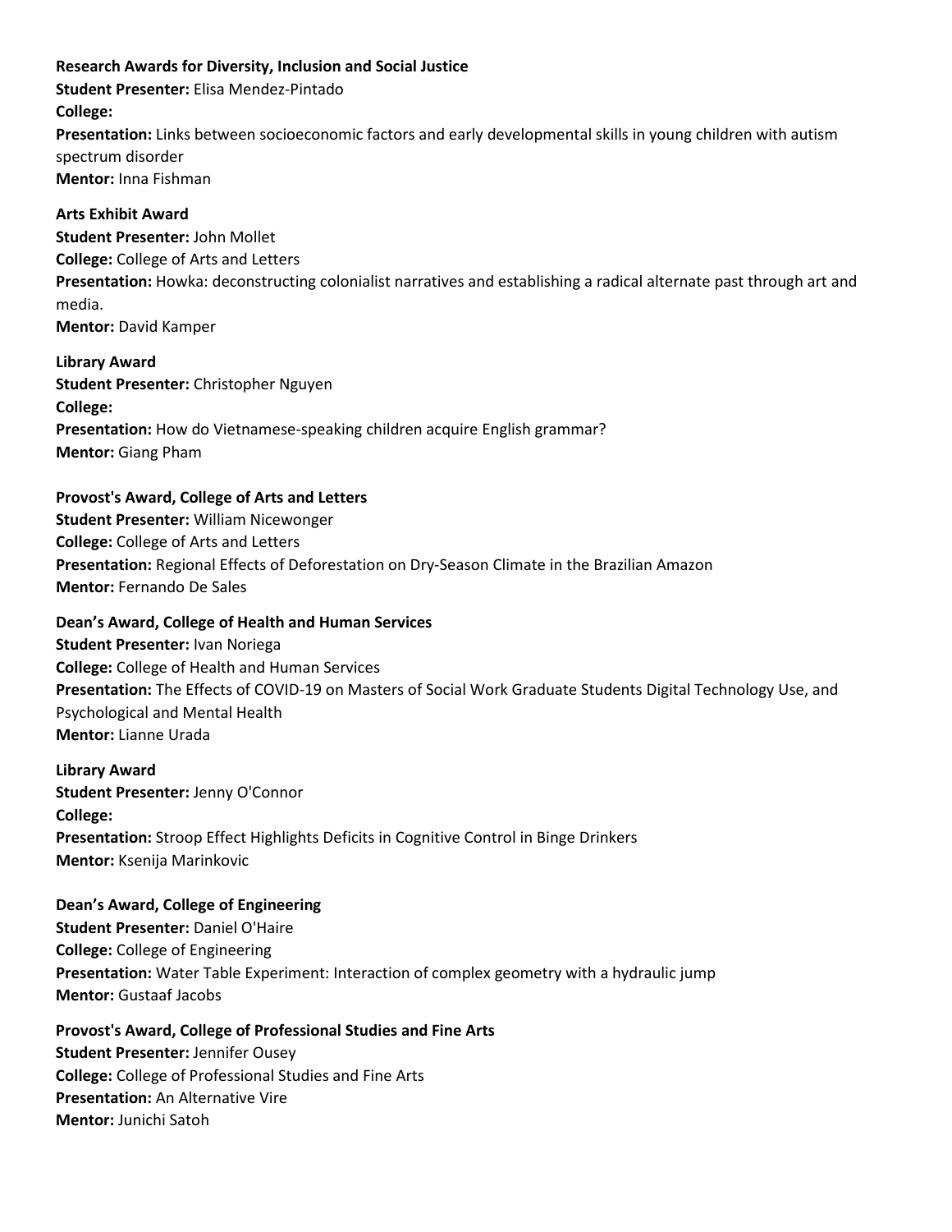**Research Awards for Diversity, Inclusion and Social Justice**
**Student Presenter:** Elisa Mendez-Pintado
**College:**
**Presentation:** Links between socioeconomic factors and early developmental skills in young children with autism spectrum disorder
**Mentor:** Inna Fishman

**Arts Exhibit Award**
**Student Presenter:** John Mollet
**College:** College of Arts and Letters
**Presentation:** Howka: deconstructing colonialist narratives and establishing a radical alternate past through art and media.
**Mentor:** David Kamper

**Library Award**
**Student Presenter:** Christopher Nguyen
**College:**
**Presentation:** How do Vietnamese-speaking children acquire English grammar?
**Mentor:** Giang Pham

**Provost's Award, College of Arts and Letters**
**Student Presenter:** William Nicewonger
**College:** College of Arts and Letters
**Presentation:** Regional Effects of Deforestation on Dry-Season Climate in the Brazilian Amazon
**Mentor:** Fernando De Sales

**Dean's Award, College of Health and Human Services**
**Student Presenter:** Ivan Noriega
**College:** College of Health and Human Services
**Presentation:** The Effects of COVID-19 on Masters of Social Work Graduate Students Digital Technology Use, and Psychological and Mental Health
**Mentor:** Lianne Urada

**Library Award**
**Student Presenter:** Jenny O'Connor
**College:**
**Presentation:** Stroop Effect Highlights Deficits in Cognitive Control in Binge Drinkers
**Mentor:** Ksenija Marinkovic

**Dean's Award, College of Engineering**
**Student Presenter:** Daniel O'Haire
**College:** College of Engineering
**Presentation:** Water Table Experiment: Interaction of complex geometry with a hydraulic jump
**Mentor:** Gustaaf Jacobs

**Provost's Award, College of Professional Studies and Fine Arts**
**Student Presenter:** Jennifer Ousey
**College:** College of Professional Studies and Fine Arts
**Presentation:** An Alternative Vire
**Mentor:** Junichi Satoh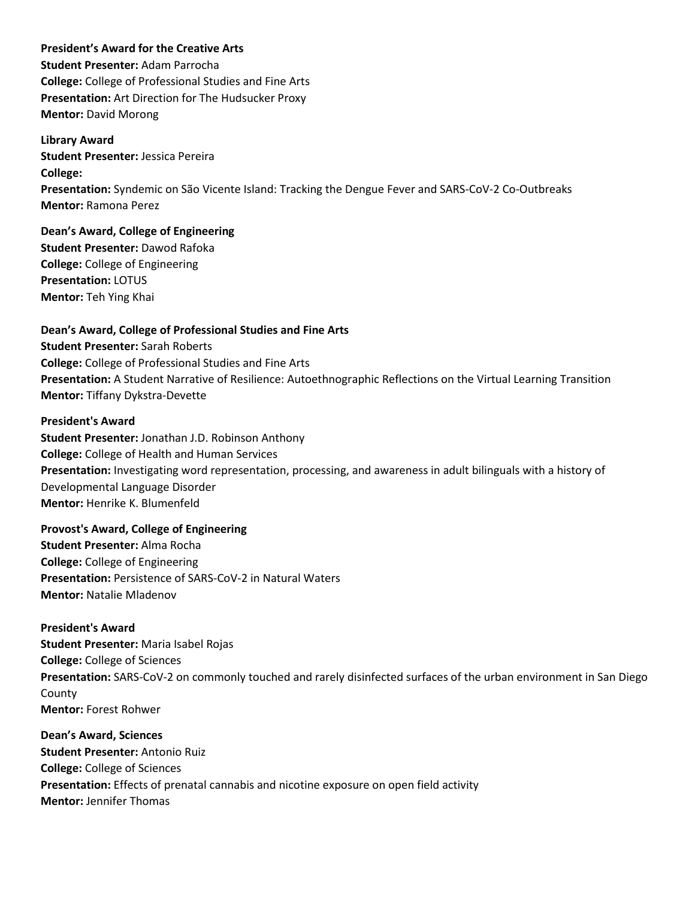**President's Award for the Creative Arts**
**Student Presenter:** Adam Parrocha
**College:** College of Professional Studies and Fine Arts
**Presentation:** Art Direction for The Hudsucker Proxy
**Mentor:** David Morong

**Library Award**
**Student Presenter:** Jessica Pereira
**College:**
**Presentation:** Syndemic on São Vicente Island: Tracking the Dengue Fever and SARS-CoV-2 Co-Outbreaks
**Mentor:** Ramona Perez

**Dean's Award, College of Engineering**
**Student Presenter:** Dawod Rafoka
**College:** College of Engineering
**Presentation:** LOTUS
**Mentor:** Teh Ying Khai

**Dean's Award, College of Professional Studies and Fine Arts**
**Student Presenter:** Sarah Roberts
**College:** College of Professional Studies and Fine Arts
**Presentation:** A Student Narrative of Resilience: Autoethnographic Reflections on the Virtual Learning Transition
**Mentor:** Tiffany Dykstra-Devette

**President's Award**
**Student Presenter:** Jonathan J.D. Robinson Anthony
**College:** College of Health and Human Services
**Presentation:** Investigating word representation, processing, and awareness in adult bilinguals with a history of Developmental Language Disorder
**Mentor:** Henrike K. Blumenfeld

**Provost's Award, College of Engineering**
**Student Presenter:** Alma Rocha
**College:** College of Engineering
**Presentation:** Persistence of SARS-CoV-2 in Natural Waters
**Mentor:** Natalie Mladenov

**President's Award**
**Student Presenter:** Maria Isabel Rojas
**College:** College of Sciences
**Presentation:** SARS-CoV-2 on commonly touched and rarely disinfected surfaces of the urban environment in San Diego County
**Mentor:** Forest Rohwer

**Dean's Award, Sciences**
**Student Presenter:** Antonio Ruiz
**College:** College of Sciences
**Presentation:** Effects of prenatal cannabis and nicotine exposure on open field activity
**Mentor:** Jennifer Thomas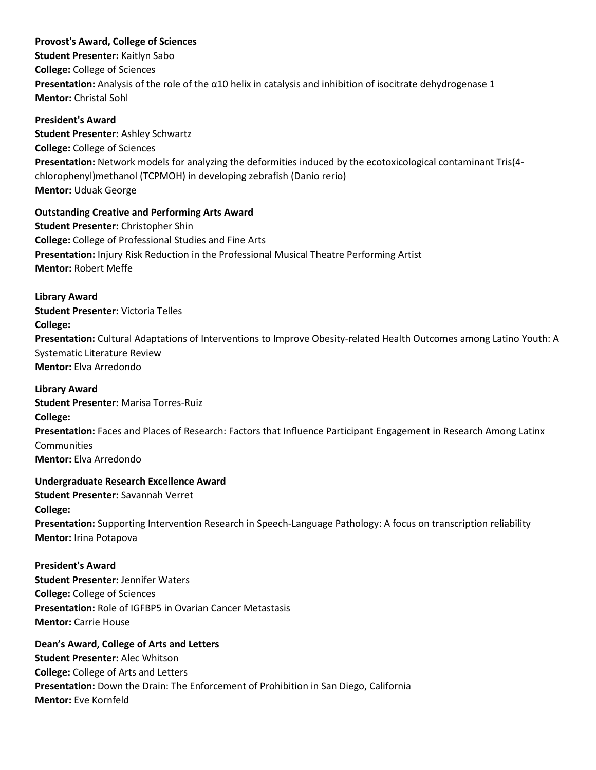**Provost's Award, College of Sciences**
**Student Presenter:** Kaitlyn Sabo
**College:** College of Sciences
**Presentation:** Analysis of the role of the α10 helix in catalysis and inhibition of isocitrate dehydrogenase 1
**Mentor:** Christal Sohl

**President's Award**
**Student Presenter:** Ashley Schwartz
**College:** College of Sciences
**Presentation:** Network models for analyzing the deformities induced by the ecotoxicological contaminant Tris(4-chlorophenyl)methanol (TCPMOH) in developing zebrafish (Danio rerio)
**Mentor:** Uduak George

**Outstanding Creative and Performing Arts Award**
**Student Presenter:** Christopher Shin
**College:** College of Professional Studies and Fine Arts
**Presentation:** Injury Risk Reduction in the Professional Musical Theatre Performing Artist
**Mentor:** Robert Meffe

**Library Award**
**Student Presenter:** Victoria Telles
**College:**
**Presentation:** Cultural Adaptations of Interventions to Improve Obesity-related Health Outcomes among Latino Youth: A Systematic Literature Review
**Mentor:** Elva Arredondo

**Library Award**
**Student Presenter:** Marisa Torres-Ruiz
**College:**
**Presentation:** Faces and Places of Research: Factors that Influence Participant Engagement in Research Among Latinx Communities
**Mentor:** Elva Arredondo

**Undergraduate Research Excellence Award**
**Student Presenter:** Savannah Verret
**College:**
**Presentation:** Supporting Intervention Research in Speech-Language Pathology: A focus on transcription reliability
**Mentor:** Irina Potapova

**President's Award**
**Student Presenter:** Jennifer Waters
**College:** College of Sciences
**Presentation:** Role of IGFBP5 in Ovarian Cancer Metastasis
**Mentor:** Carrie House

**Dean's Award, College of Arts and Letters**
**Student Presenter:** Alec Whitson
**College:** College of Arts and Letters
**Presentation:** Down the Drain: The Enforcement of Prohibition in San Diego, California
**Mentor:** Eve Kornfeld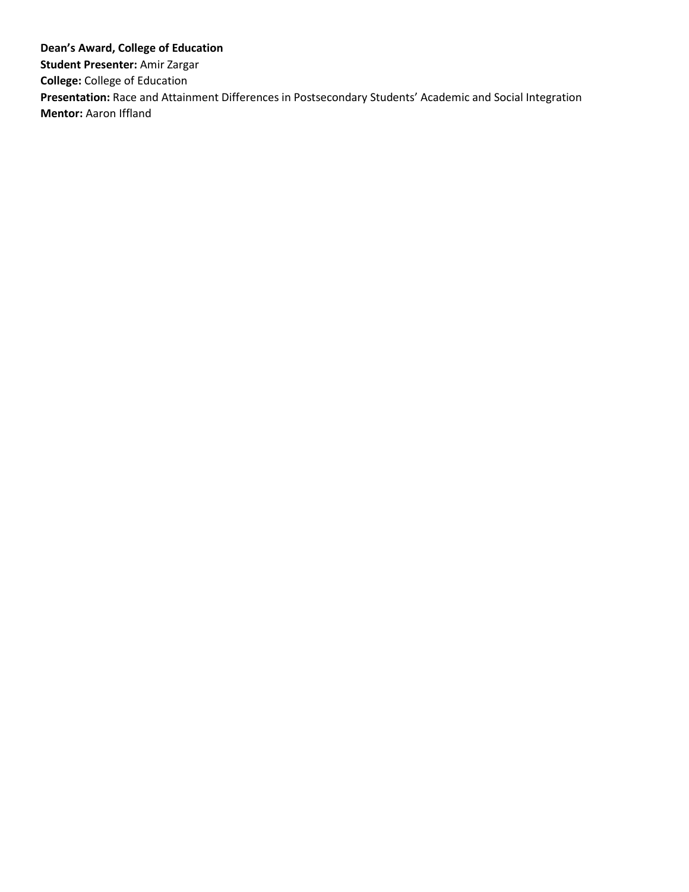**Dean's Award, College of Education**
**Student Presenter:** Amir Zargar
**College:** College of Education
**Presentation:** Race and Attainment Differences in Postsecondary Students' Academic and Social Integration
**Mentor:** Aaron Iffland